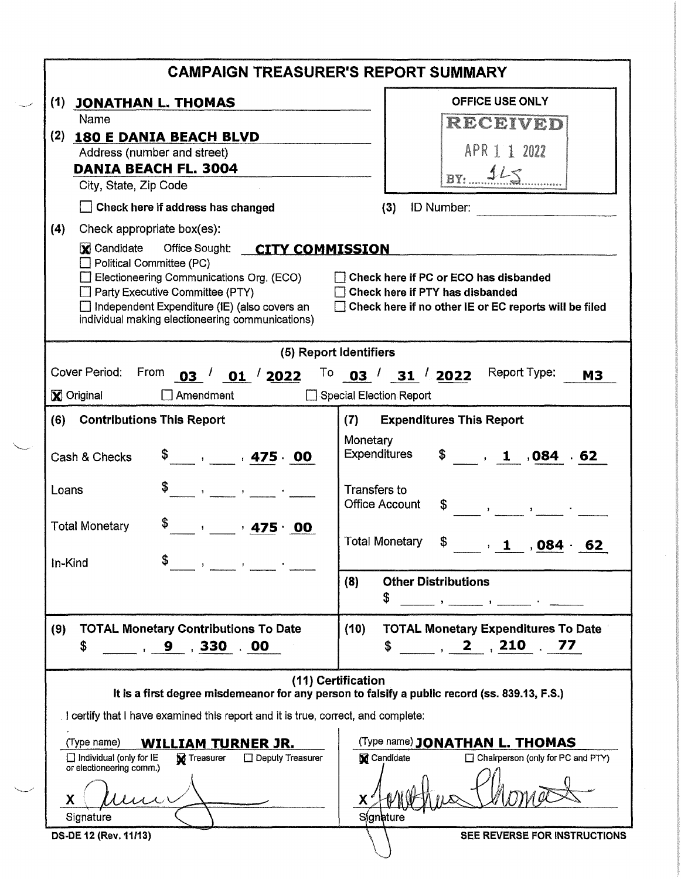# CAMPAIGN TREASURER'S REPORT SUMMARY

**(1)** **JONATHAN L. THOMAS**
Name

**(2)** **180 E DANIA BEACH BLVD**
Address (number and street)

**DANIA BEACH FL. 3004**
City, State, Zip Code

☐ **Check here if address has changed**

| OFFICE USE ONLY |
|---|
| RECEIVED |
| APR 1 1 2022 |
| BY: JLS |

**(3)** ID Number: ________

**(4)** Check appropriate box(es):

☒ Candidate   Office Sought: **CITY COMMISSION**
☐ Political Committee (PC)
☐ Electioneering Communications Org. (ECO)
☐ Party Executive Committee (PTY)
☐ Independent Expenditure (IE) (also covers an individual making electioneering communications)

☐ **Check here if PC or ECO has disbanded**
☐ **Check here if PTY has disbanded**
☐ **Check here if no other IE or EC reports will be filed**

## (5) Report Identifiers

Cover Period: From **03 / 01 / 2022** To **03 / 31 / 2022**   Report Type: **M3**

☒ Original   ☐ Amendment   ☐ Special Election Report

| (6) Contributions This Report | | (7) Expenditures This Report | |
|---|---|---|---|
| Cash & Checks | $ 475.00 | Monetary Expenditures | $ 1,084.62 |
| Loans | $ | Transfers to Office Account | $ |
| Total Monetary | $ 475.00 | Total Monetary | $ 1,084.62 |
| In-Kind | $ | | |

**(8)** **Other Distributions**
$ ________

| (9) TOTAL Monetary Contributions To Date | (10) TOTAL Monetary Expenditures To Date |
|---|---|
| $ 9,330.00 | $ 2,210.77 |

## (11) Certification

**It is a first degree misdemeanor for any person to falsify a public record (ss. 839.13, F.S.)**

I certify that I have examined this report and it is true, correct, and complete:

(Type name) **WILLIAM TURNER JR.**
☐ Individual (only for IE or electioneering comm.)   ☒ Treasurer   ☐ Deputy Treasurer

X [signature]
Signature

(Type name) **JONATHAN L. THOMAS**
☒ Candidate   ☐ Chairperson (only for PC and PTY)

X [signature]
Signature

DS-DE 12 (Rev. 11/13)   **SEE REVERSE FOR INSTRUCTIONS**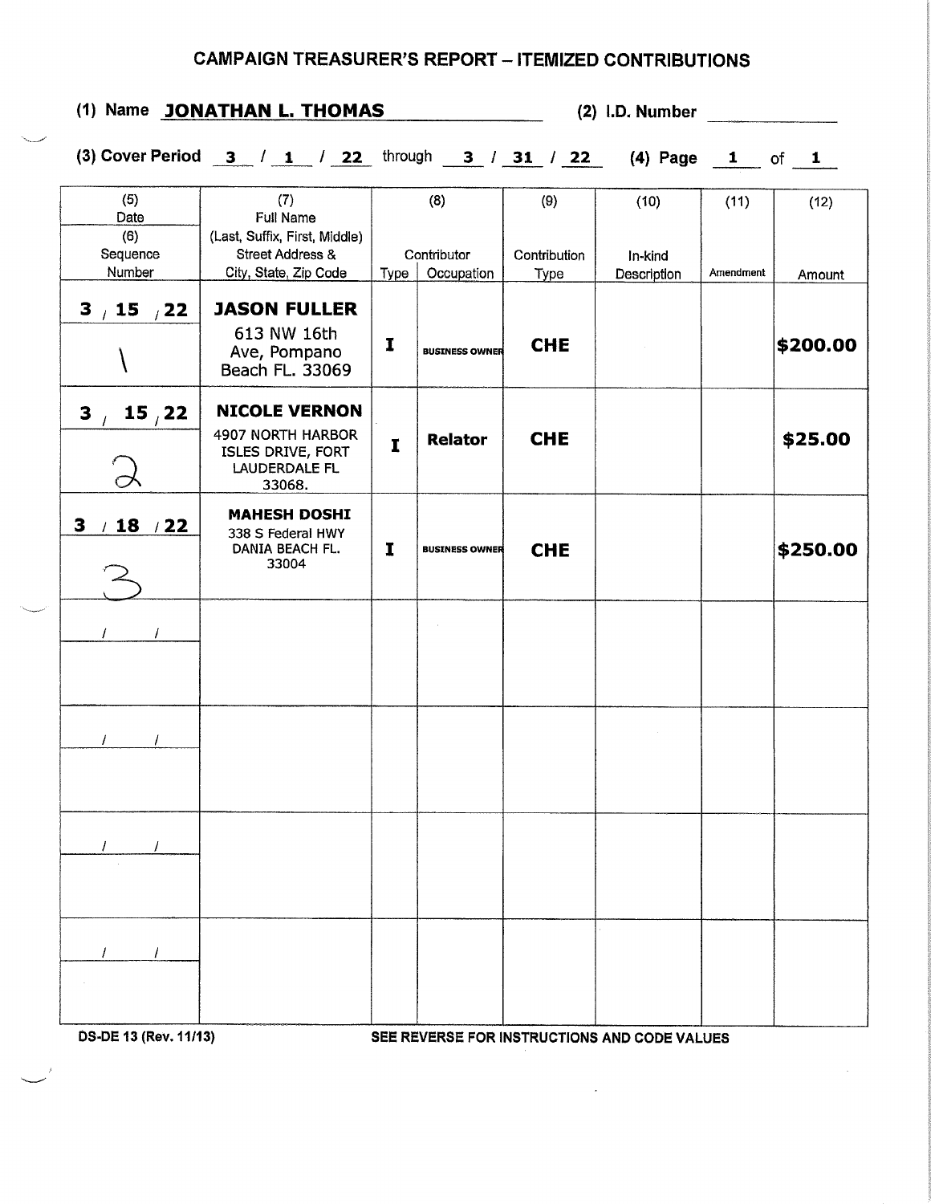# CAMPAIGN TREASURER'S REPORT – ITEMIZED CONTRIBUTIONS

(1) Name **JONATHAN L. THOMAS** (2) I.D. Number ______

(3) Cover Period 3 / 1 / 22 through 3 / 31 / 22 (4) Page 1 of 1

| (5) Date / (6) Sequence Number | (7) Full Name (Last, Suffix, First, Middle) Street Address & City, State, Zip Code | (8) Contributor Type | (8) Contributor Occupation | (9) Contribution Type | (10) In-kind Description | (11) Amendment | (12) Amount |
|---|---|---|---|---|---|---|---|
| 3 / 15 / 22<br>1 | **JASON FULLER**<br>613 NW 16th Ave, Pompano Beach FL. 33069 | I | BUSINESS OWNER | CHE | | | $200.00 |
| 3 / 15 / 22<br>2 | **NICOLE VERNON**<br>4907 NORTH HARBOR ISLES DRIVE, FORT LAUDERDALE FL 33068. | I | Relator | CHE | | | $25.00 |
| 3 / 18 / 22<br>3 | **MAHESH DOSHI**<br>338 S Federal HWY DANIA BEACH FL. 33004 | I | BUSINESS OWNER | CHE | | | $250.00 |
| / / | | | | | | | |
| / / | | | | | | | |
| / / | | | | | | | |
| / / | | | | | | | |

DS-DE 13 (Rev. 11/13) SEE REVERSE FOR INSTRUCTIONS AND CODE VALUES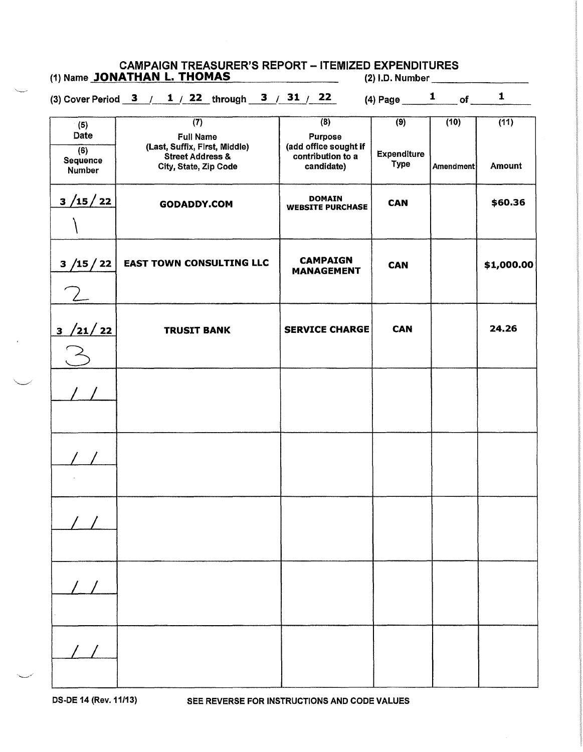# CAMPAIGN TREASURER'S REPORT – ITEMIZED EXPENDITURES

(1) Name **JONATHAN L. THOMAS** (2) I.D. Number ______

(3) Cover Period 3 / 1 / 22 through 3 / 31 / 22 (4) Page 1 of 1

| (5) Date / (6) Sequence Number | (7) Full Name (Last, Suffix, First, Middle) Street Address & City, State, Zip Code | (8) Purpose (add office sought if contribution to a candidate) | (9) Expenditure Type | (10) Amendment | (11) Amount |
|---|---|---|---|---|---|
| 3 /15/ 22<br>1 | GODADDY.COM | DOMAIN WEBSITE PURCHASE | CAN | | $60.36 |
| 3 /15/ 22<br>2 | EAST TOWN CONSULTING LLC | CAMPAIGN MANAGEMENT | CAN | | $1,000.00 |
| 3 /21/ 22<br>3 | TRUSIT BANK | SERVICE CHARGE | CAN | | 24.26 |
| / / | | | | | |
| / / | | | | | |
| / / | | | | | |
| / / | | | | | |
| / / | | | | | |

DS-DE 14 (Rev. 11/13) SEE REVERSE FOR INSTRUCTIONS AND CODE VALUES